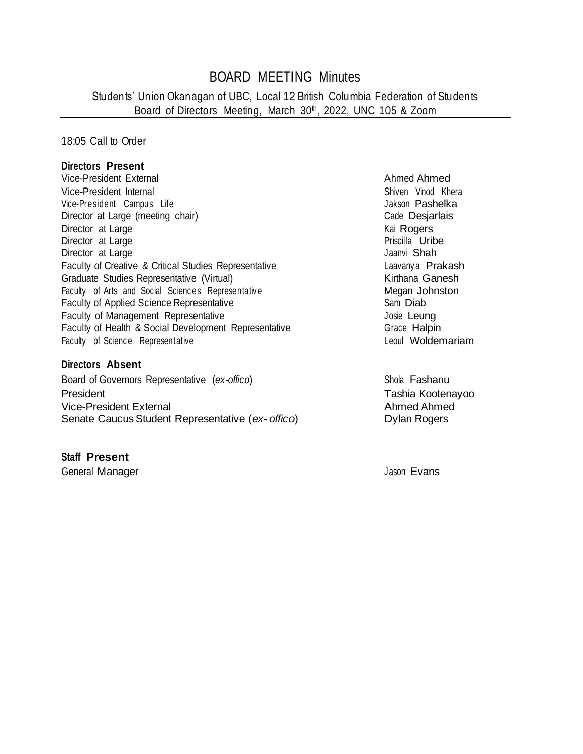# BOARD MEETING Minutes

Students' Union Okanagan of UBC, Local 12 British Columbia Federation of Students
Board of Directors Meeting, March 30th, 2022, UNC 105 & Zoom

18:05 Call to Order

**Directors Present**

| | |
|---|---|
| Vice-President External | Ahmed Ahmed |
| Vice-President Internal | Shiven Vinod Khera |
| Vice-President Campus Life | Jakson Pashelka |
| Director at Large (meeting chair) | Cade Desjarlais |
| Director at Large | Kai Rogers |
| Director at Large | Priscilla Uribe |
| Director at Large | Jaanvi Shah |
| Faculty of Creative & Critical Studies Representative | Laavanya Prakash |
| Graduate Studies Representative (Virtual) | Kirthana Ganesh |
| Faculty of Arts and Social Sciences Representative | Megan Johnston |
| Faculty of Applied Science Representative | Sam Diab |
| Faculty of Management Representative | Josie Leung |
| Faculty of Health & Social Development Representative | Grace Halpin |
| Faculty of Science Representative | Leoul Woldemariam |

**Directors Absent**

| | |
|---|---|
| Board of Governors Representative (*ex-offico*) | Shola Fashanu |
| President | Tashia Kootenayoo |
| Vice-President External | Ahmed Ahmed |
| Senate Caucus Student Representative (*ex- offico*) | Dylan Rogers |

**Staff Present**

| | |
|---|---|
| General Manager | Jason Evans |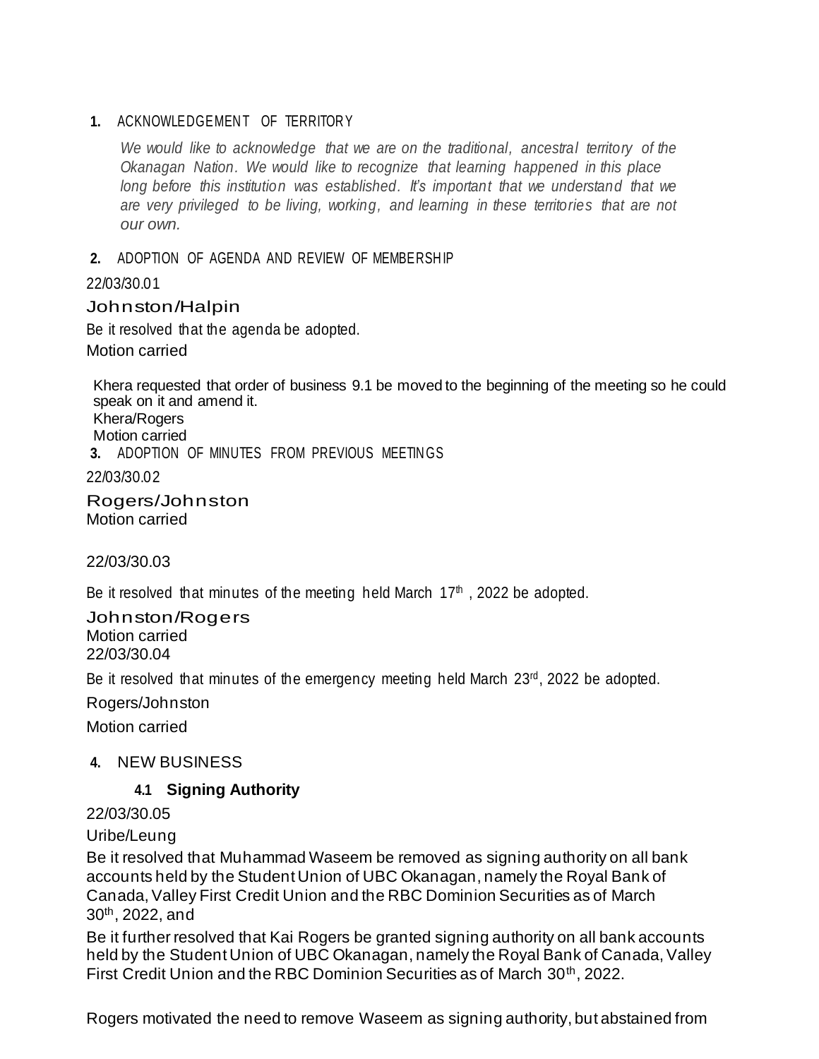## 1. ACKNOWLEDGEMENT OF TERRITORY

*We would like to acknowledge that we are on the traditional, ancestral territory of the Okanagan Nation. We would like to recognize that learning happened in this place long before this institution was established. It's important that we understand that we are very privileged to be living, working, and learning in these territories that are not our own.*

## 2. ADOPTION OF AGENDA AND REVIEW OF MEMBERSHIP

22/03/30.01

Johnston/Halpin

Be it resolved that the agenda be adopted.

Motion carried

Khera requested that order of business 9.1 be moved to the beginning of the meeting so he could speak on it and amend it.
Khera/Rogers
Motion carried

## 3. ADOPTION OF MINUTES FROM PREVIOUS MEETINGS

22/03/30.02

Rogers/Johnston
Motion carried

22/03/30.03

Be it resolved that minutes of the meeting held March 17th, 2022 be adopted.

Johnston/Rogers
Motion carried
22/03/30.04

Be it resolved that minutes of the emergency meeting held March 23rd, 2022 be adopted.

Rogers/Johnston

Motion carried

## 4. NEW BUSINESS

### 4.1 Signing Authority

22/03/30.05

Uribe/Leung

Be it resolved that Muhammad Waseem be removed as signing authority on all bank accounts held by the Student Union of UBC Okanagan, namely the Royal Bank of Canada, Valley First Credit Union and the RBC Dominion Securities as of March 30th, 2022, and

Be it further resolved that Kai Rogers be granted signing authority on all bank accounts held by the Student Union of UBC Okanagan, namely the Royal Bank of Canada, Valley First Credit Union and the RBC Dominion Securities as of March 30th, 2022.

Rogers motivated the need to remove Waseem as signing authority, but abstained from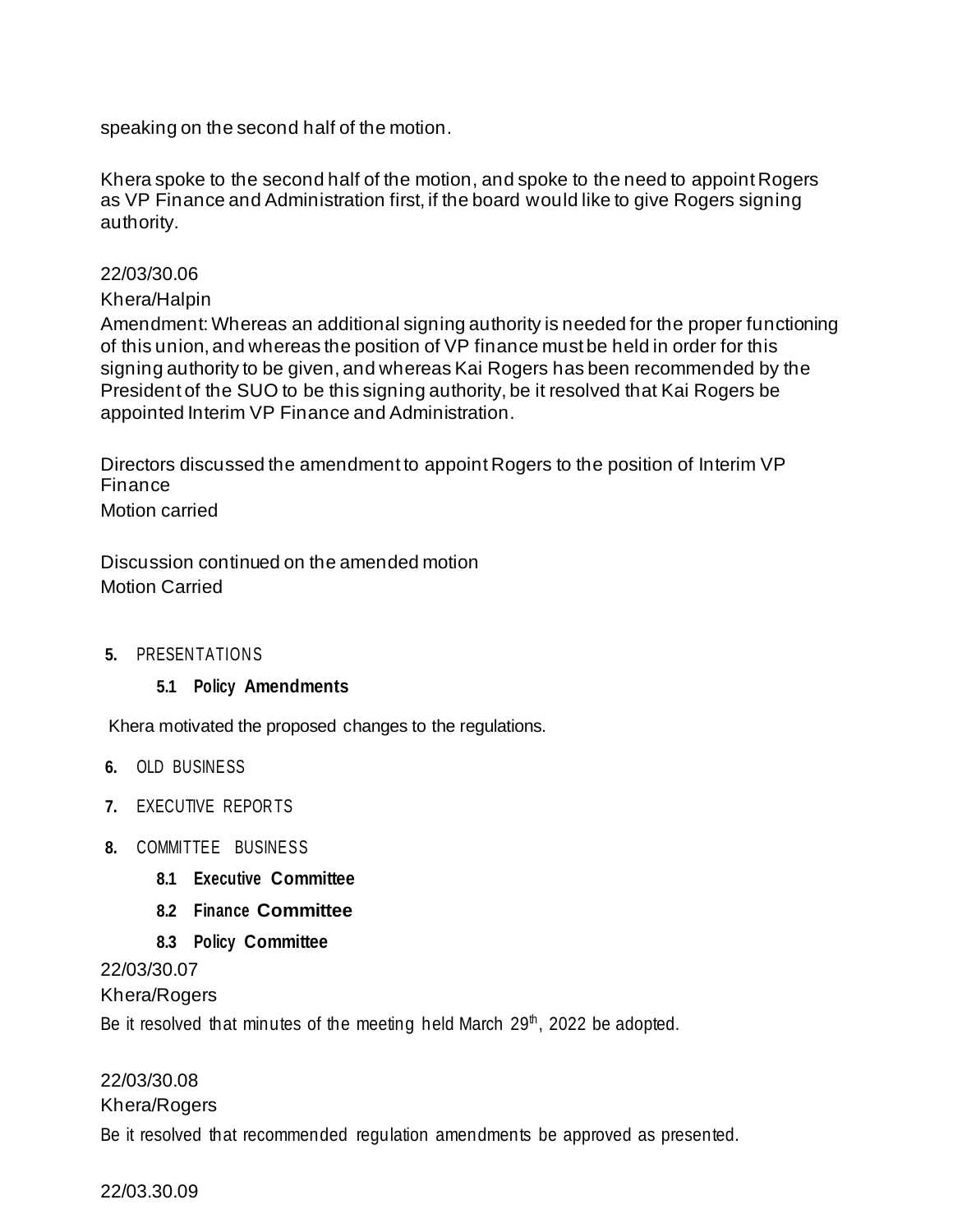speaking on the second half of the motion.

Khera spoke to the second half of the motion, and spoke to the need to appoint Rogers as VP Finance and Administration first, if the board would like to give Rogers signing authority.

22/03/30.06

Khera/Halpin

Amendment: Whereas an additional signing authority is needed for the proper functioning of this union, and whereas the position of VP finance must be held in order for this signing authority to be given, and whereas Kai Rogers has been recommended by the President of the SUO to be this signing authority, be it resolved that Kai Rogers be appointed Interim VP Finance and Administration.

Directors discussed the amendment to appoint Rogers to the position of Interim VP Finance

Motion carried

Discussion continued on the amended motion

Motion Carried

**5.** PRESENTATIONS

**5.1 Policy Amendments**

Khera motivated the proposed changes to the regulations.

**6.** OLD BUSINESS

**7.** EXECUTIVE REPORTS

**8.** COMMITTEE BUSINESS

**8.1 Executive Committee**

**8.2 Finance Committee**

**8.3 Policy Committee**

22/03/30.07

Khera/Rogers

Be it resolved that minutes of the meeting held March 29th, 2022 be adopted.

22/03/30.08

Khera/Rogers

Be it resolved that recommended regulation amendments be approved as presented.

22/03.30.09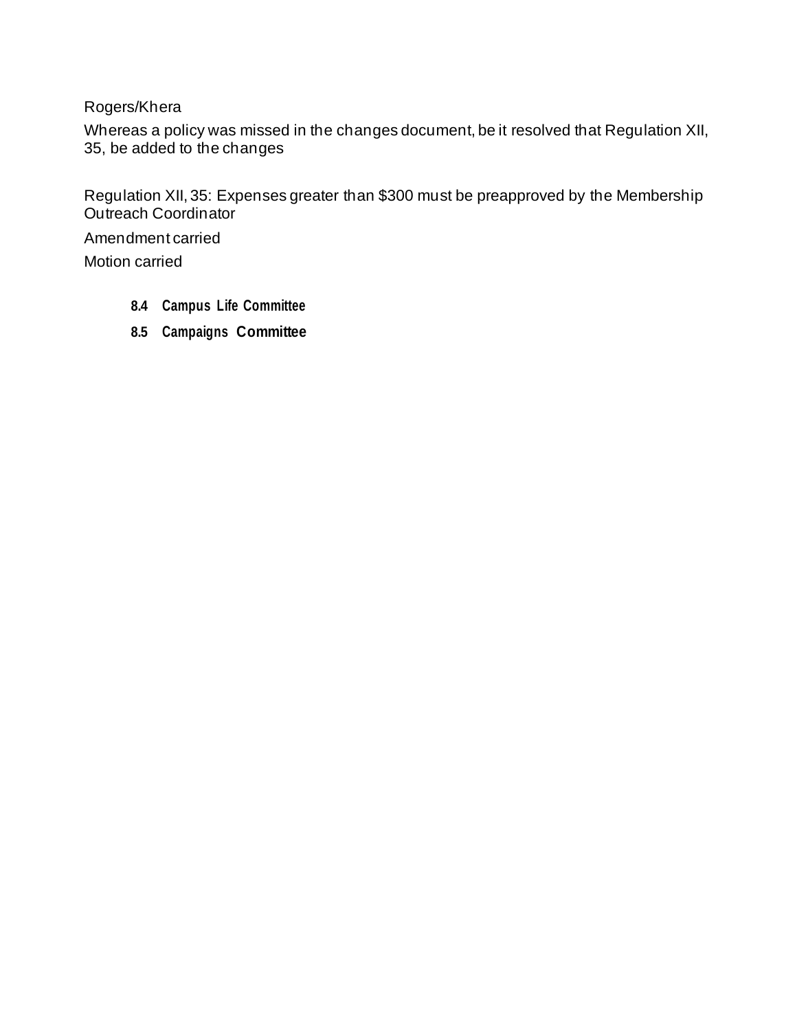Rogers/Khera

Whereas a policy was missed in the changes document, be it resolved that Regulation XII, 35, be added to the changes

Regulation XII, 35: Expenses greater than $300 must be preapproved by the Membership Outreach Coordinator

Amendment carried

Motion carried

### 8.4 Campus Life Committee

### 8.5 Campaigns Committee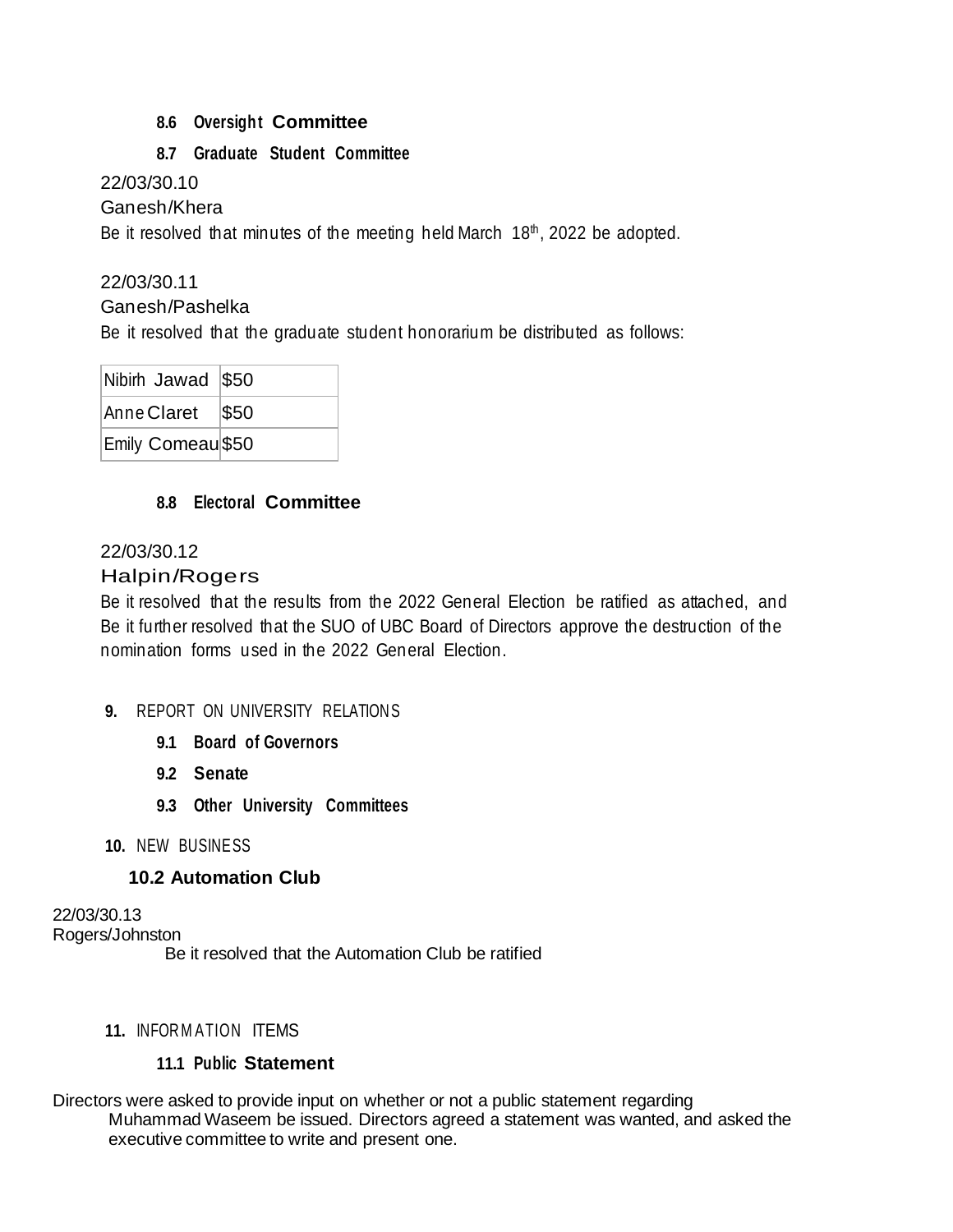**8.6 Oversight Committee**

**8.7 Graduate Student Committee**

22/03/30.10
Ganesh/Khera
Be it resolved that minutes of the meeting held March 18th, 2022 be adopted.

22/03/30.11
Ganesh/Pashelka
Be it resolved that the graduate student honorarium be distributed as follows:

| | |
|---|---|
| Nibirh Jawad | $50 |
| Anne Claret | $50 |
| Emily Comeau | $50 |

**8.8 Electoral Committee**

22/03/30.12
Halpin/Rogers
Be it resolved that the results from the 2022 General Election be ratified as attached, and Be it further resolved that the SUO of UBC Board of Directors approve the destruction of the nomination forms used in the 2022 General Election.

**9.** REPORT ON UNIVERSITY RELATIONS

**9.1 Board of Governors**

**9.2 Senate**

**9.3 Other University Committees**

**10.** NEW BUSINESS

**10.2 Automation Club**

22/03/30.13
Rogers/Johnston
Be it resolved that the Automation Club be ratified

**11.** INFORMATION ITEMS

**11.1 Public Statement**

Directors were asked to provide input on whether or not a public statement regarding Muhammad Waseem be issued. Directors agreed a statement was wanted, and asked the executive committee to write and present one.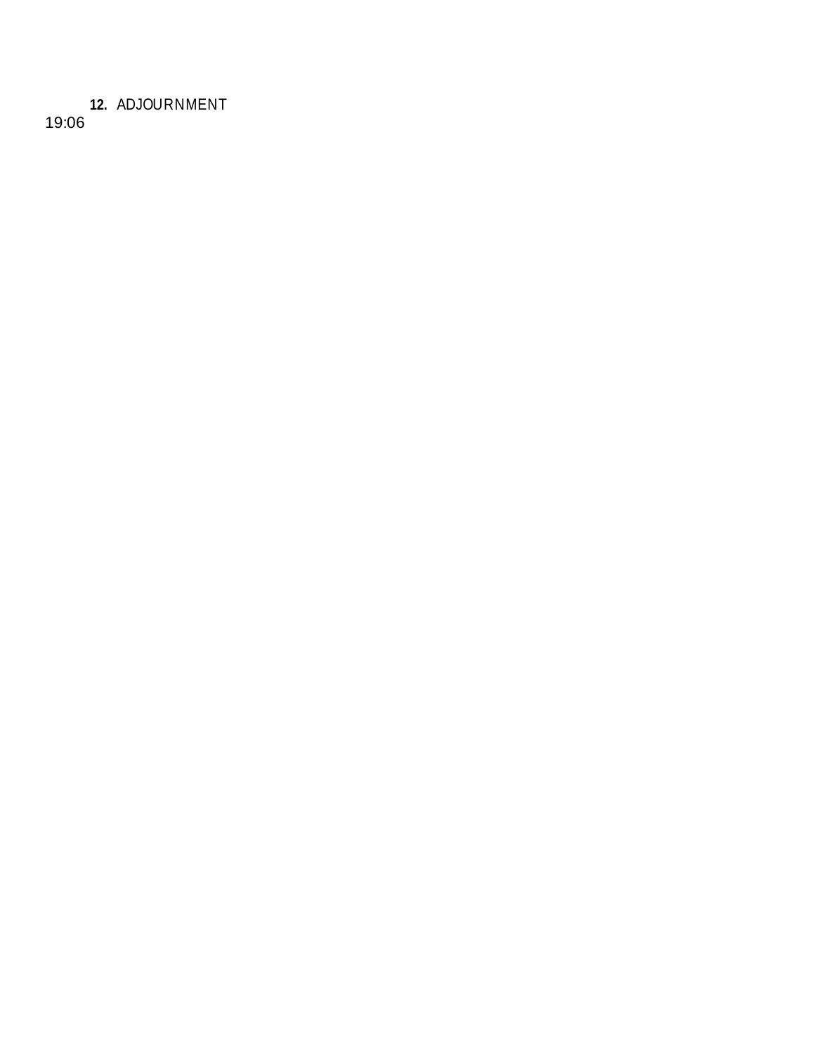**12.** ADJOURNMENT

19:06